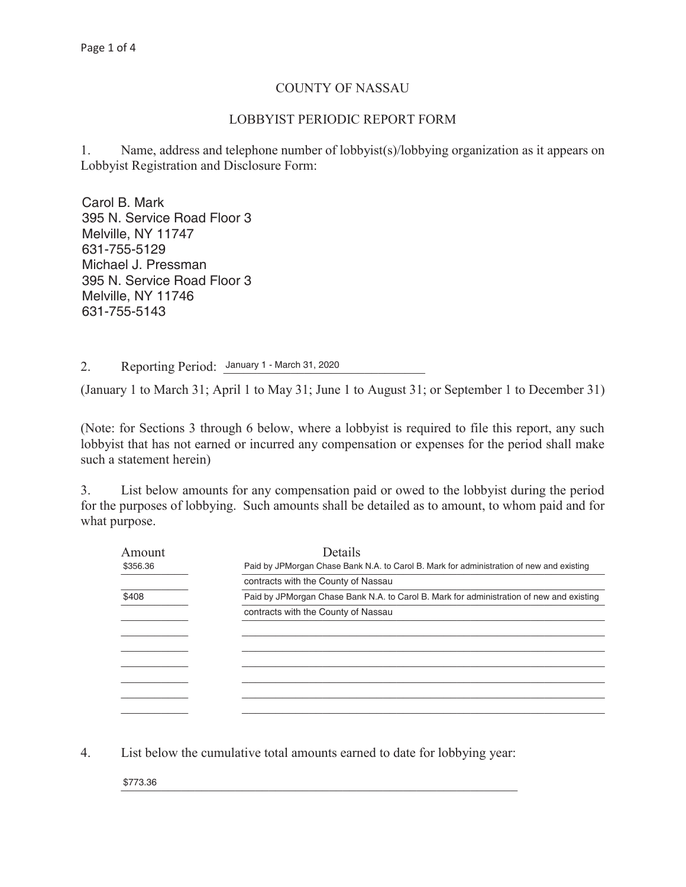COUNTY OF NASSAU

LOBBYIST PERIODIC REPORT FORM

1. Name, address and telephone number of lobbyist(s)/lobbying organization as it appears on Lobbyist Registration and Disclosure Form:

Carol B. Mark
395 N. Service Road Floor 3
Melville, NY 11747
631-755-5129
Michael J. Pressman
395 N. Service Road Floor 3
Melville, NY 11746
631-755-5143

2. Reporting Period: January 1 - March 31, 2020

(January 1 to March 31; April 1 to May 31; June 1 to August 31; or September 1 to December 31)

(Note: for Sections 3 through 6 below, where a lobbyist is required to file this report, any such lobbyist that has not earned or incurred any compensation or expenses for the period shall make such a statement herein)

3. List below amounts for any compensation paid or owed to the lobbyist during the period for the purposes of lobbying. Such amounts shall be detailed as to amount, to whom paid and for what purpose.

| Amount | Details |
| --- | --- |
| $356.36 | Paid by JPMorgan Chase Bank N.A. to Carol B. Mark for administration of new and existing contracts with the County of Nassau |
| $408 | Paid by JPMorgan Chase Bank N.A. to Carol B. Mark for administration of new and existing contracts with the County of Nassau |

4. List below the cumulative total amounts earned to date for lobbying year:

$773.36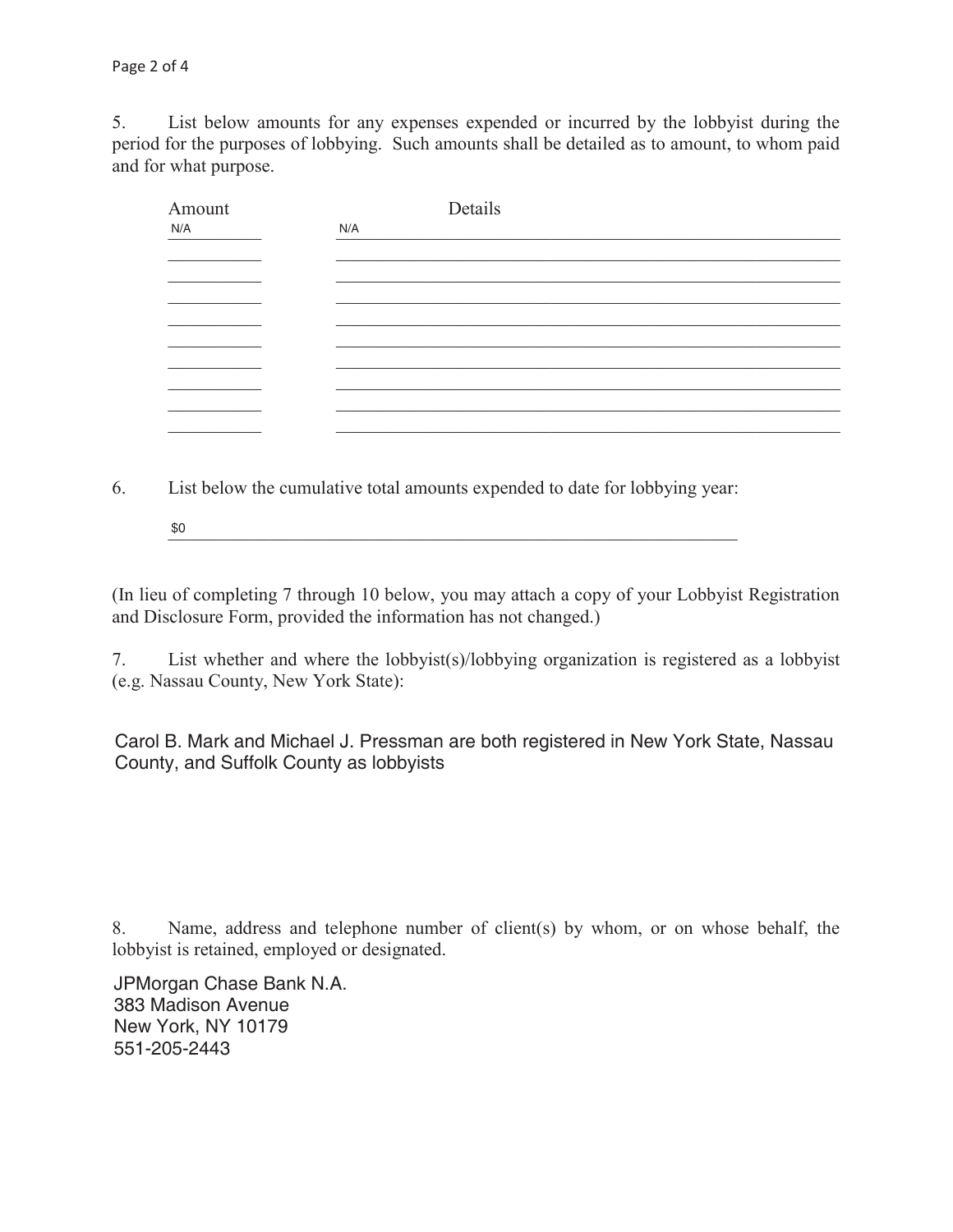5. List below amounts for any expenses expended or incurred by the lobbyist during the period for the purposes of lobbying. Such amounts shall be detailed as to amount, to whom paid and for what purpose.

| Amount | Details |
| --- | --- |
| N/A | N/A |

6. List below the cumulative total amounts expended to date for lobbying year:

$0

(In lieu of completing 7 through 10 below, you may attach a copy of your Lobbyist Registration and Disclosure Form, provided the information has not changed.)

7. List whether and where the lobbyist(s)/lobbying organization is registered as a lobbyist (e.g. Nassau County, New York State):

Carol B. Mark and Michael J. Pressman are both registered in New York State, Nassau County, and Suffolk County as lobbyists

8. Name, address and telephone number of client(s) by whom, or on whose behalf, the lobbyist is retained, employed or designated.

JPMorgan Chase Bank N.A.
383 Madison Avenue
New York, NY 10179
551-205-2443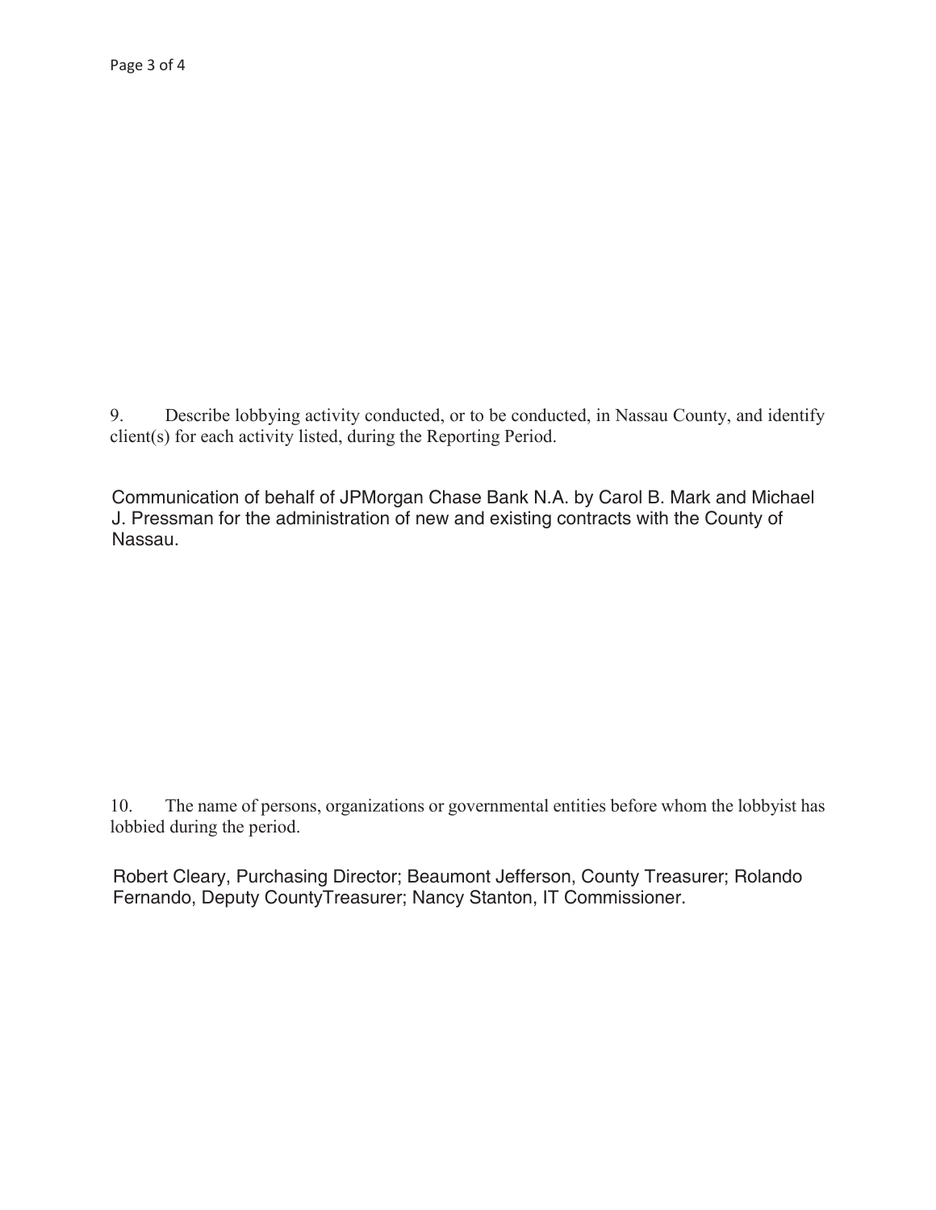9. Describe lobbying activity conducted, or to be conducted, in Nassau County, and identify client(s) for each activity listed, during the Reporting Period.

Communication of behalf of JPMorgan Chase Bank N.A. by Carol B. Mark and Michael J. Pressman for the administration of new and existing contracts with the County of Nassau.

10. The name of persons, organizations or governmental entities before whom the lobbyist has lobbied during the period.

Robert Cleary, Purchasing Director; Beaumont Jefferson, County Treasurer; Rolando Fernando, Deputy CountyTreasurer; Nancy Stanton, IT Commissioner.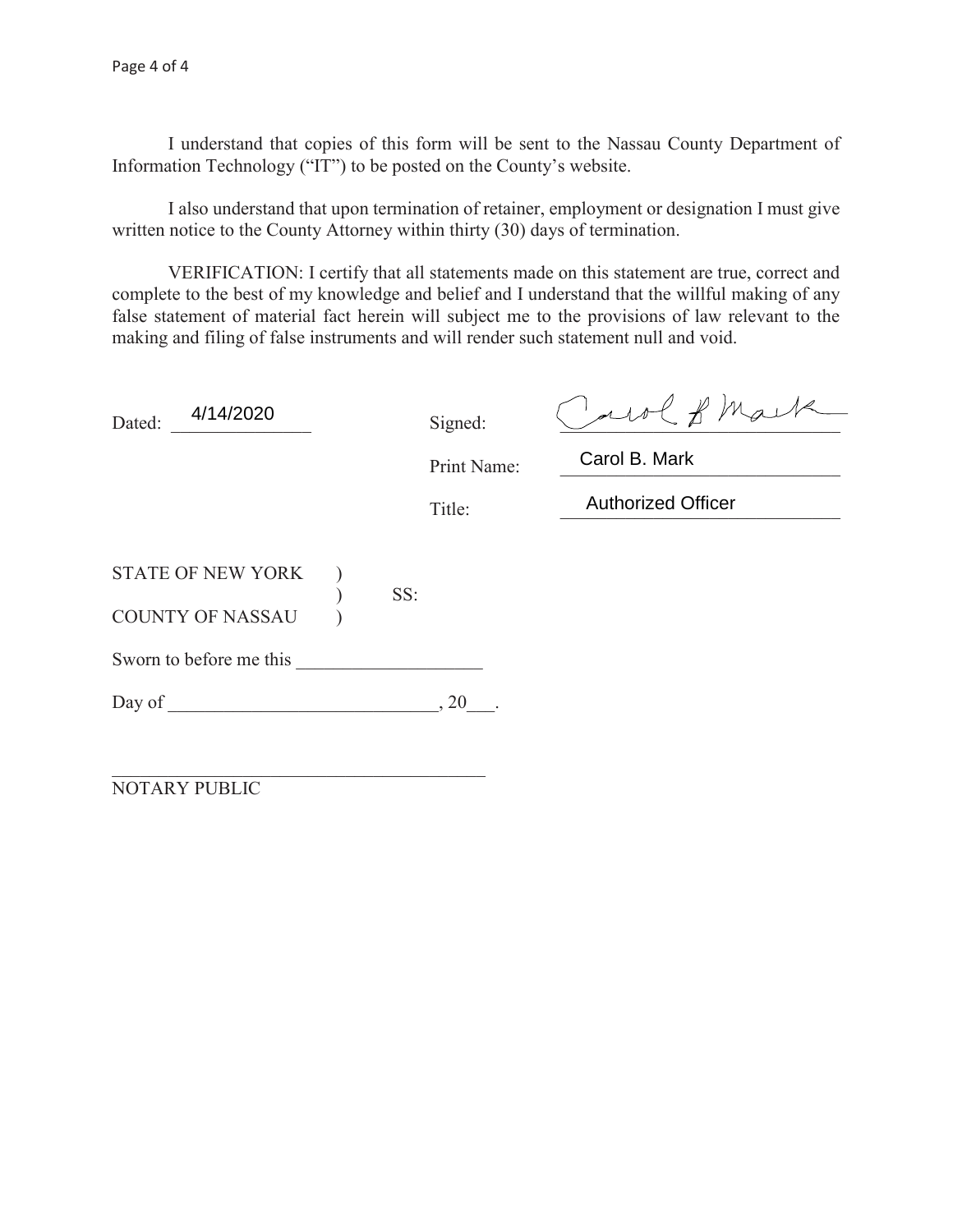I understand that copies of this form will be sent to the Nassau County Department of Information Technology ("IT") to be posted on the County's website.

I also understand that upon termination of retainer, employment or designation I must give written notice to the County Attorney within thirty (30) days of termination.

VERIFICATION: I certify that all statements made on this statement are true, correct and complete to the best of my knowledge and belief and I understand that the willful making of any false statement of material fact herein will subject me to the provisions of law relevant to the making and filing of false instruments and will render such statement null and void.

Dated: 4/14/2020

Signed: Carol B Mark

Print Name: Carol B. Mark

Title: Authorized Officer

STATE OF NEW YORK )
) SS:
COUNTY OF NASSAU )

Sworn to before me this ____________________

Day of ______________________________, 20___.

________________________________________
NOTARY PUBLIC